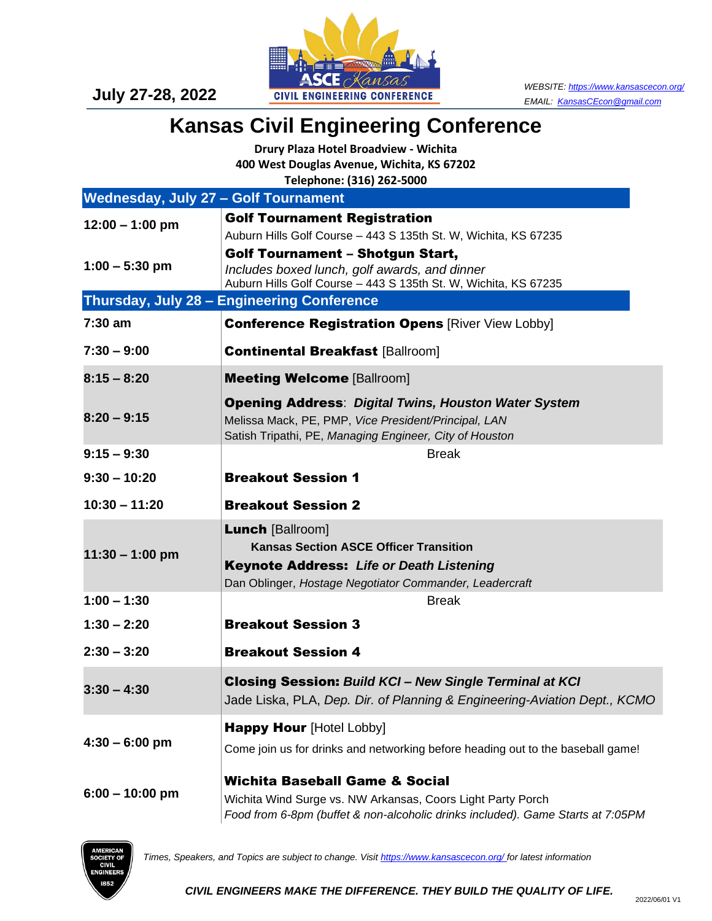July 27-28, 2022

ASCE Kansas CIVIL ENGINEERING CONFERENCE

*WEBSITE: https://www.kansascecon.org/*
*EMAIL: KansasCEcon@gmail.com*

# Kansas Civil Engineering Conference

**Drury Plaza Hotel Broadview - Wichita**
**400 West Douglas Avenue, Wichita, KS 67202**
**Telephone: (316) 262-5000**

## Wednesday, July 27 – Golf Tournament

| Time | Event |
|---|---|
| **12:00 – 1:00 pm** | **Golf Tournament Registration**<br>Auburn Hills Golf Course – 443 S 135th St. W, Wichita, KS 67235 |
| **1:00 – 5:30 pm** | **Golf Tournament – Shotgun Start,**<br>*Includes boxed lunch, golf awards, and dinner*<br>Auburn Hills Golf Course – 443 S 135th St. W, Wichita, KS 67235 |

## Thursday, July 28 – Engineering Conference

| Time | Event |
|---|---|
| **7:30 am** | **Conference Registration Opens** [River View Lobby] |
| **7:30 – 9:00** | **Continental Breakfast** [Ballroom] |
| **8:15 – 8:20** | **Meeting Welcome** [Ballroom] |
| **8:20 – 9:15** | **Opening Address**: ***Digital Twins, Houston Water System***<br>Melissa Mack, PE, PMP, *Vice President/Principal, LAN*<br>Satish Tripathi, PE, *Managing Engineer, City of Houston* |
| **9:15 – 9:30** | Break |
| **9:30 – 10:20** | **Breakout Session 1** |
| **10:30 – 11:20** | **Breakout Session 2** |
| **11:30 – 1:00 pm** | **Lunch** [Ballroom]<br>**Kansas Section ASCE Officer Transition**<br>**Keynote Address:** ***Life or Death Listening***<br>Dan Oblinger, *Hostage Negotiator Commander, Leadercraft* |
| **1:00 – 1:30** | Break |
| **1:30 – 2:20** | **Breakout Session 3** |
| **2:30 – 3:20** | **Breakout Session 4** |
| **3:30 – 4:30** | **Closing Session:** ***Build KCI – New Single Terminal at KCI***<br>Jade Liska, PLA, *Dep. Dir. of Planning & Engineering-Aviation Dept., KCMO* |
| **4:30 – 6:00 pm** | **Happy Hour** [Hotel Lobby]<br>Come join us for drinks and networking before heading out to the baseball game! |
| **6:00 – 10:00 pm** | **Wichita Baseball Game & Social**<br>Wichita Wind Surge vs. NW Arkansas, Coors Light Party Porch<br>*Food from 6-8pm (buffet & non-alcoholic drinks included). Game Starts at 7:05PM* |

AMERICAN SOCIETY OF CIVIL ENGINEERS 1852

*Times, Speakers, and Topics are subject to change. Visit https://www.kansascecon.org/ for latest information*

***CIVIL ENGINEERS MAKE THE DIFFERENCE. THEY BUILD THE QUALITY OF LIFE.***

2022/06/01 V1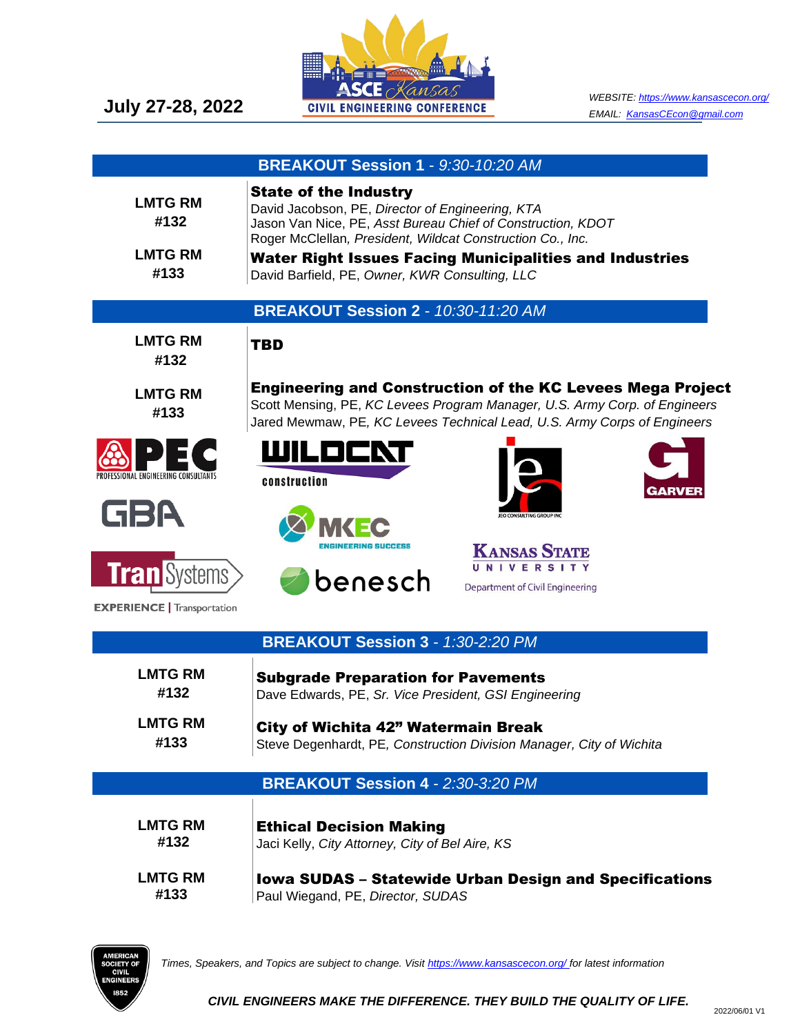July 27-28, 2022

ASCE Kansas CIVIL ENGINEERING CONFERENCE

*WEBSITE: https://www.kansascecon.org/*
*EMAIL: KansasCEcon@gmail.com*

## BREAKOUT Session 1 - *9:30-10:20 AM*

**LMTG RM #132**

**State of the Industry**
David Jacobson, PE, *Director of Engineering, KTA*
Jason Van Nice, PE, *Asst Bureau Chief of Construction, KDOT*
Roger McClellan, *President, Wildcat Construction Co., Inc.*

**LMTG RM #133**

**Water Right Issues Facing Municipalities and Industries**
David Barfield, PE, *Owner, KWR Consulting, LLC*

## BREAKOUT Session 2 - *10:30-11:20 AM*

**LMTG RM #132**

**TBD**

**LMTG RM #133**

**Engineering and Construction of the KC Levees Mega Project**
Scott Mensing, PE, *KC Levees Program Manager, U.S. Army Corp. of Engineers*
Jared Mewmaw, PE*, KC Levees Technical Lead, U.S. Army Corps of Engineers*

PEC PROFESSIONAL ENGINEERING CONSULTANTS
WILDCAT construction
JEO CONSULTING GROUP INC
GARVER
GBA
MKEC ENGINEERING SUCCESS
TranSystems EXPERIENCE | Transportation
benesch
KANSAS STATE UNIVERSITY Department of Civil Engineering

## BREAKOUT Session 3 - *1:30-2:20 PM*

**LMTG RM #132**

**Subgrade Preparation for Pavements**
Dave Edwards, PE, *Sr. Vice President, GSI Engineering*

**LMTG RM #133**

**City of Wichita 42" Watermain Break**
Steve Degenhardt, PE*, Construction Division Manager, City of Wichita*

## BREAKOUT Session 4 - *2:30-3:20 PM*

**LMTG RM #132**

**Ethical Decision Making**
Jaci Kelly, *City Attorney, City of Bel Aire, KS*

**LMTG RM #133**

**Iowa SUDAS – Statewide Urban Design and Specifications**
Paul Wiegand, PE, *Director, SUDAS*

AMERICAN SOCIETY OF CIVIL ENGINEERS 1852

*Times, Speakers, and Topics are subject to change. Visit https://www.kansascecon.org/ for latest information*

***CIVIL ENGINEERS MAKE THE DIFFERENCE. THEY BUILD THE QUALITY OF LIFE.***

2022/06/01 V1